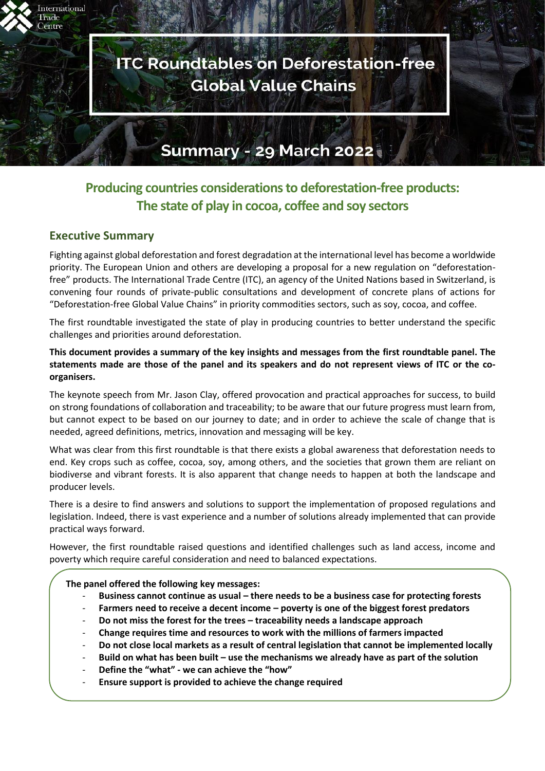# ITC Roundtables on Deforestation-free Global Value Chains

## Summary - 29 March 2022

## Producing countries considerations to deforestation-free products: The state of play in cocoa, coffee and soy sectors

### Executive Summary

Fighting against global deforestation and forest degradation at the international level has become a worldwide priority. The European Union and others are developing a proposal for a new regulation on "deforestation-free" products. The International Trade Centre (ITC), an agency of the United Nations based in Switzerland, is convening four rounds of private-public consultations and development of concrete plans of actions for "Deforestation-free Global Value Chains" in priority commodities sectors, such as soy, cocoa, and coffee.

The first roundtable investigated the state of play in producing countries to better understand the specific challenges and priorities around deforestation.

**This document provides a summary of the key insights and messages from the first roundtable panel. The statements made are those of the panel and its speakers and do not represent views of ITC or the co-organisers.**

The keynote speech from Mr. Jason Clay, offered provocation and practical approaches for success, to build on strong foundations of collaboration and traceability; to be aware that our future progress must learn from, but cannot expect to be based on our journey to date; and in order to achieve the scale of change that is needed, agreed definitions, metrics, innovation and messaging will be key.

What was clear from this first roundtable is that there exists a global awareness that deforestation needs to end. Key crops such as coffee, cocoa, soy, among others, and the societies that grown them are reliant on biodiverse and vibrant forests. It is also apparent that change needs to happen at both the landscape and producer levels.

There is a desire to find answers and solutions to support the implementation of proposed regulations and legislation. Indeed, there is vast experience and a number of solutions already implemented that can provide practical ways forward.

However, the first roundtable raised questions and identified challenges such as land access, income and poverty which require careful consideration and need to balanced expectations.

**The panel offered the following key messages:**

- **Business cannot continue as usual – there needs to be a business case for protecting forests**
- **Farmers need to receive a decent income – poverty is one of the biggest forest predators**
- **Do not miss the forest for the trees – traceability needs a landscape approach**
- **Change requires time and resources to work with the millions of farmers impacted**
- **Do not close local markets as a result of central legislation that cannot be implemented locally**
- **Build on what has been built – use the mechanisms we already have as part of the solution**
- **Define the "what" - we can achieve the "how"**
- **Ensure support is provided to achieve the change required**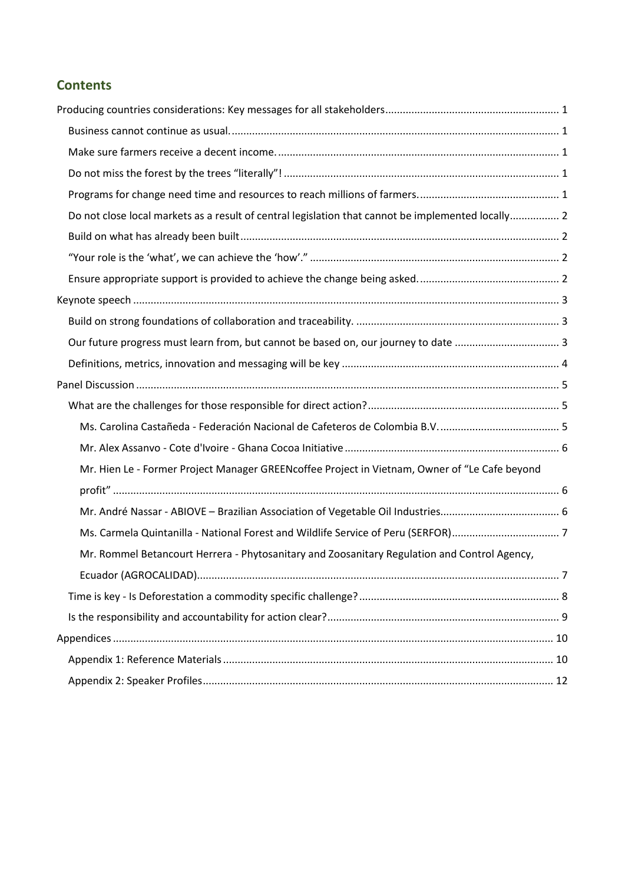## Contents

- Producing countries considerations: Key messages for all stakeholders ... 1
  - Business cannot continue as usual. ... 1
  - Make sure farmers receive a decent income. ... 1
  - Do not miss the forest by the trees "literally"! ... 1
  - Programs for change need time and resources to reach millions of farmers. ... 1
  - Do not close local markets as a result of central legislation that cannot be implemented locally ... 2
  - Build on what has already been built ... 2
  - "Your role is the 'what', we can achieve the 'how'." ... 2
  - Ensure appropriate support is provided to achieve the change being asked. ... 2
- Keynote speech ... 3
  - Build on strong foundations of collaboration and traceability. ... 3
  - Our future progress must learn from, but cannot be based on, our journey to date ... 3
  - Definitions, metrics, innovation and messaging will be key ... 4
- Panel Discussion ... 5
  - What are the challenges for those responsible for direct action? ... 5
    - Ms. Carolina Castañeda - Federación Nacional de Cafeteros de Colombia B.V. ... 5
    - Mr. Alex Assanvo - Cote d'Ivoire - Ghana Cocoa Initiative ... 6
    - Mr. Hien Le - Former Project Manager GREENcoffee Project in Vietnam, Owner of "Le Cafe beyond profit" ... 6
    - Mr. André Nassar - ABIOVE – Brazilian Association of Vegetable Oil Industries ... 6
    - Ms. Carmela Quintanilla - National Forest and Wildlife Service of Peru (SERFOR) ... 7
    - Mr. Rommel Betancourt Herrera - Phytosanitary and Zoosanitary Regulation and Control Agency, Ecuador (AGROCALIDAD) ... 7
  - Time is key - Is Deforestation a commodity specific challenge? ... 8
  - Is the responsibility and accountability for action clear? ... 9
- Appendices ... 10
  - Appendix 1: Reference Materials ... 10
  - Appendix 2: Speaker Profiles ... 12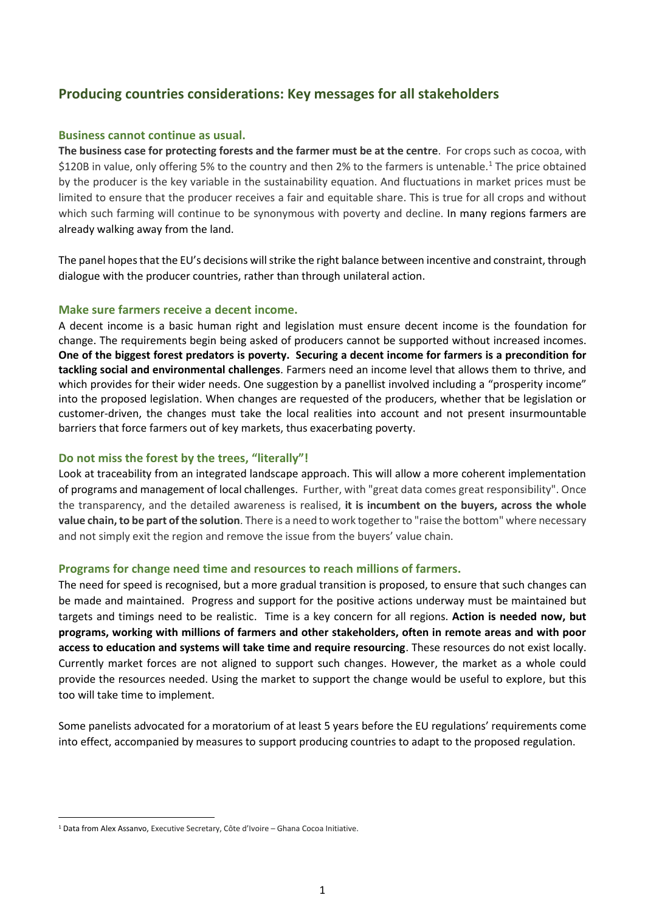## Producing countries considerations: Key messages for all stakeholders

### Business cannot continue as usual.

**The business case for protecting forests and the farmer must be at the centre**. For crops such as cocoa, with \$120B in value, only offering 5% to the country and then 2% to the farmers is untenable.[1] The price obtained by the producer is the key variable in the sustainability equation. And fluctuations in market prices must be limited to ensure that the producer receives a fair and equitable share. This is true for all crops and without which such farming will continue to be synonymous with poverty and decline. In many regions farmers are already walking away from the land.

The panel hopes that the EU's decisions will strike the right balance between incentive and constraint, through dialogue with the producer countries, rather than through unilateral action.

### Make sure farmers receive a decent income.

A decent income is a basic human right and legislation must ensure decent income is the foundation for change. The requirements begin being asked of producers cannot be supported without increased incomes. **One of the biggest forest predators is poverty. Securing a decent income for farmers is a precondition for tackling social and environmental challenges**. Farmers need an income level that allows them to thrive, and which provides for their wider needs. One suggestion by a panellist involved including a "prosperity income" into the proposed legislation. When changes are requested of the producers, whether that be legislation or customer-driven, the changes must take the local realities into account and not present insurmountable barriers that force farmers out of key markets, thus exacerbating poverty.

### Do not miss the forest by the trees, "literally"!

Look at traceability from an integrated landscape approach. This will allow a more coherent implementation of programs and management of local challenges. Further, with "great data comes great responsibility". Once the transparency, and the detailed awareness is realised, **it is incumbent on the buyers, across the whole value chain, to be part of the solution**. There is a need to work together to "raise the bottom" where necessary and not simply exit the region and remove the issue from the buyers' value chain.

### Programs for change need time and resources to reach millions of farmers.

The need for speed is recognised, but a more gradual transition is proposed, to ensure that such changes can be made and maintained. Progress and support for the positive actions underway must be maintained but targets and timings need to be realistic. Time is a key concern for all regions. **Action is needed now, but programs, working with millions of farmers and other stakeholders, often in remote areas and with poor access to education and systems will take time and require resourcing**. These resources do not exist locally. Currently market forces are not aligned to support such changes. However, the market as a whole could provide the resources needed. Using the market to support the change would be useful to explore, but this too will take time to implement.

Some panelists advocated for a moratorium of at least 5 years before the EU regulations' requirements come into effect, accompanied by measures to support producing countries to adapt to the proposed regulation.

---

[1] Data from Alex Assanvo, Executive Secretary, Côte d'Ivoire – Ghana Cocoa Initiative.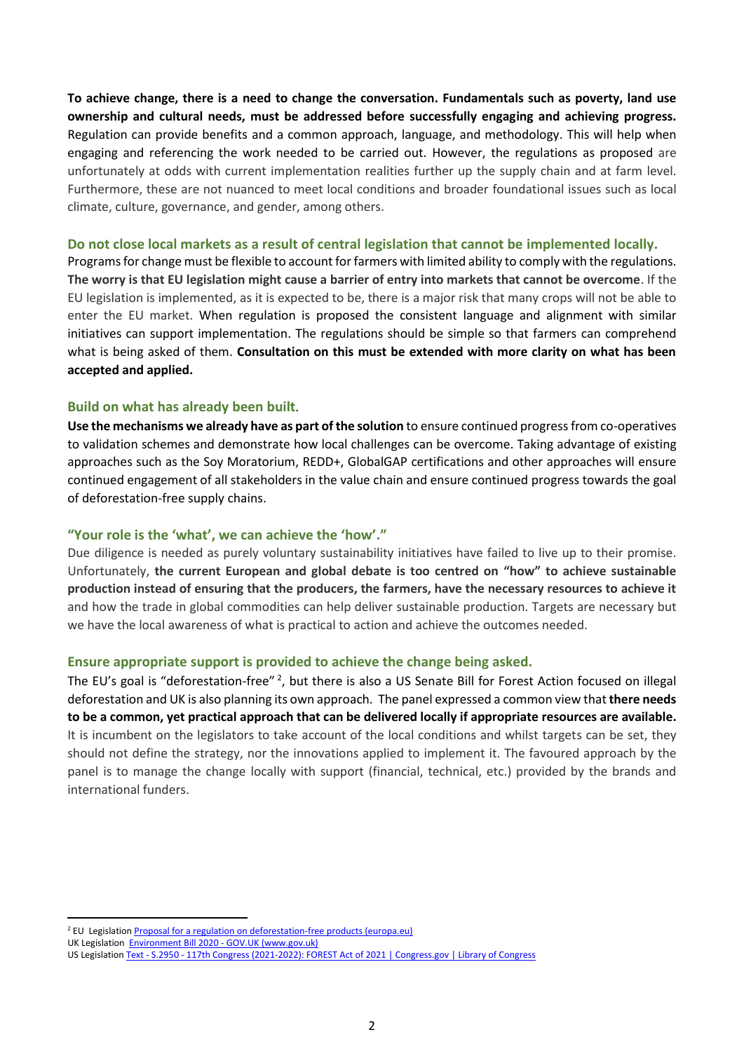**To achieve change, there is a need to change the conversation. Fundamentals such as poverty, land use ownership and cultural needs, must be addressed before successfully engaging and achieving progress.** Regulation can provide benefits and a common approach, language, and methodology. This will help when engaging and referencing the work needed to be carried out. However, the regulations as proposed are unfortunately at odds with current implementation realities further up the supply chain and at farm level. Furthermore, these are not nuanced to meet local conditions and broader foundational issues such as local climate, culture, governance, and gender, among others.

### Do not close local markets as a result of central legislation that cannot be implemented locally.

Programs for change must be flexible to account for farmers with limited ability to comply with the regulations. **The worry is that EU legislation might cause a barrier of entry into markets that cannot be overcome**. If the EU legislation is implemented, as it is expected to be, there is a major risk that many crops will not be able to enter the EU market. When regulation is proposed the consistent language and alignment with similar initiatives can support implementation. The regulations should be simple so that farmers can comprehend what is being asked of them. **Consultation on this must be extended with more clarity on what has been accepted and applied.**

### Build on what has already been built.

**Use the mechanisms we already have as part of the solution** to ensure continued progress from co-operatives to validation schemes and demonstrate how local challenges can be overcome. Taking advantage of existing approaches such as the Soy Moratorium, REDD+, GlobalGAP certifications and other approaches will ensure continued engagement of all stakeholders in the value chain and ensure continued progress towards the goal of deforestation-free supply chains.

### "Your role is the 'what', we can achieve the 'how'."

Due diligence is needed as purely voluntary sustainability initiatives have failed to live up to their promise. Unfortunately, **the current European and global debate is too centred on "how" to achieve sustainable production instead of ensuring that the producers, the farmers, have the necessary resources to achieve it** and how the trade in global commodities can help deliver sustainable production. Targets are necessary but we have the local awareness of what is practical to action and achieve the outcomes needed.

### Ensure appropriate support is provided to achieve the change being asked.

The EU's goal is "deforestation-free" [2], but there is also a US Senate Bill for Forest Action focused on illegal deforestation and UK is also planning its own approach. The panel expressed a common view that **there needs to be a common, yet practical approach that can be delivered locally if appropriate resources are available.** It is incumbent on the legislators to take account of the local conditions and whilst targets can be set, they should not define the strategy, nor the innovations applied to implement it. The favoured approach by the panel is to manage the change locally with support (financial, technical, etc.) provided by the brands and international funders.

---

[2] EU Legislation [Proposal for a regulation on deforestation-free products (europa.eu)]
UK Legislation [Environment Bill 2020 - GOV.UK (www.gov.uk)]
US Legislation [Text - S.2950 - 117th Congress (2021-2022): FOREST Act of 2021 | Congress.gov | Library of Congress]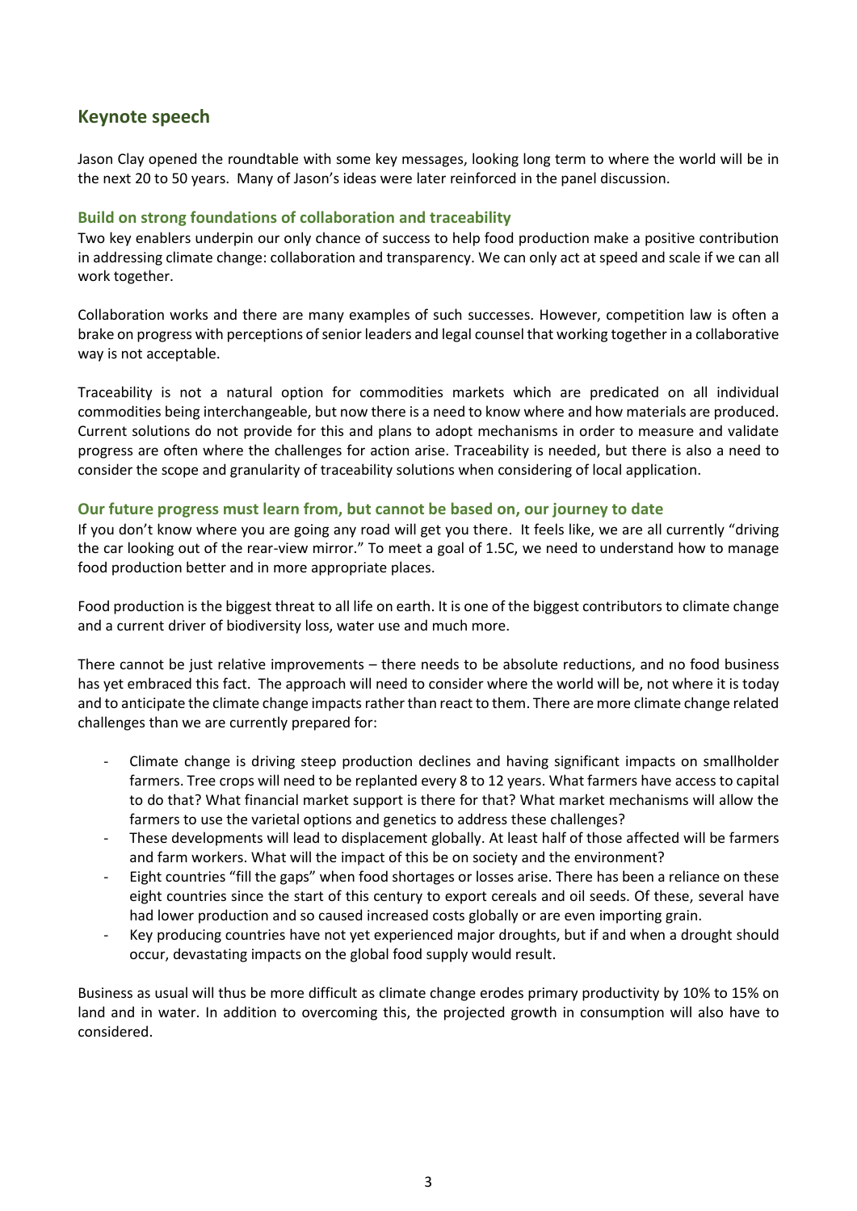## Keynote speech

Jason Clay opened the roundtable with some key messages, looking long term to where the world will be in the next 20 to 50 years. Many of Jason's ideas were later reinforced in the panel discussion.

### Build on strong foundations of collaboration and traceability

Two key enablers underpin our only chance of success to help food production make a positive contribution in addressing climate change: collaboration and transparency. We can only act at speed and scale if we can all work together.

Collaboration works and there are many examples of such successes. However, competition law is often a brake on progress with perceptions of senior leaders and legal counsel that working together in a collaborative way is not acceptable.

Traceability is not a natural option for commodities markets which are predicated on all individual commodities being interchangeable, but now there is a need to know where and how materials are produced. Current solutions do not provide for this and plans to adopt mechanisms in order to measure and validate progress are often where the challenges for action arise. Traceability is needed, but there is also a need to consider the scope and granularity of traceability solutions when considering of local application.

### Our future progress must learn from, but cannot be based on, our journey to date

If you don't know where you are going any road will get you there. It feels like, we are all currently "driving the car looking out of the rear-view mirror." To meet a goal of 1.5C, we need to understand how to manage food production better and in more appropriate places.

Food production is the biggest threat to all life on earth. It is one of the biggest contributors to climate change and a current driver of biodiversity loss, water use and much more.

There cannot be just relative improvements – there needs to be absolute reductions, and no food business has yet embraced this fact. The approach will need to consider where the world will be, not where it is today and to anticipate the climate change impacts rather than react to them. There are more climate change related challenges than we are currently prepared for:

- Climate change is driving steep production declines and having significant impacts on smallholder farmers. Tree crops will need to be replanted every 8 to 12 years. What farmers have access to capital to do that? What financial market support is there for that? What market mechanisms will allow the farmers to use the varietal options and genetics to address these challenges?
- These developments will lead to displacement globally. At least half of those affected will be farmers and farm workers. What will the impact of this be on society and the environment?
- Eight countries "fill the gaps" when food shortages or losses arise. There has been a reliance on these eight countries since the start of this century to export cereals and oil seeds. Of these, several have had lower production and so caused increased costs globally or are even importing grain.
- Key producing countries have not yet experienced major droughts, but if and when a drought should occur, devastating impacts on the global food supply would result.

Business as usual will thus be more difficult as climate change erodes primary productivity by 10% to 15% on land and in water. In addition to overcoming this, the projected growth in consumption will also have to considered.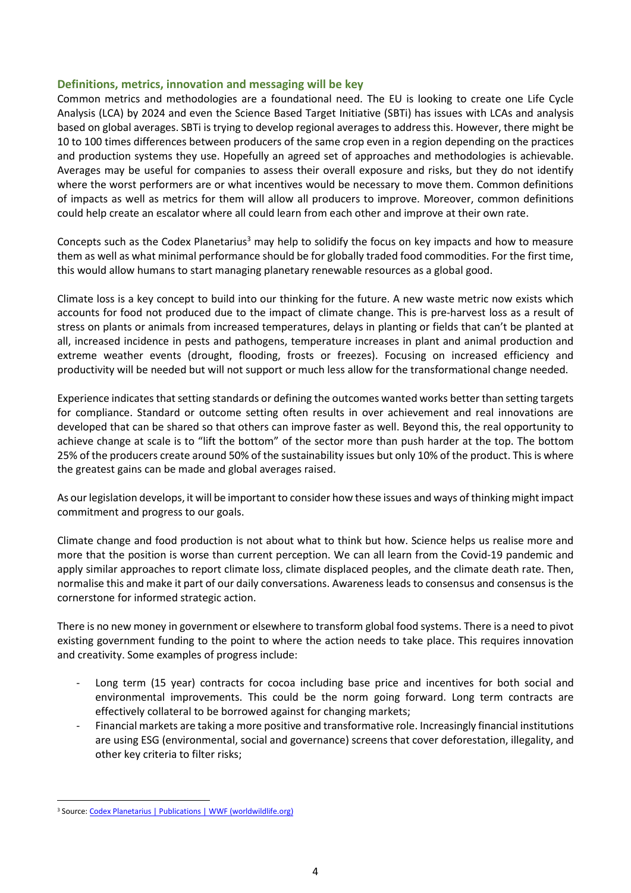### Definitions, metrics, innovation and messaging will be key

Common metrics and methodologies are a foundational need. The EU is looking to create one Life Cycle Analysis (LCA) by 2024 and even the Science Based Target Initiative (SBTi) has issues with LCAs and analysis based on global averages. SBTi is trying to develop regional averages to address this. However, there might be 10 to 100 times differences between producers of the same crop even in a region depending on the practices and production systems they use. Hopefully an agreed set of approaches and methodologies is achievable. Averages may be useful for companies to assess their overall exposure and risks, but they do not identify where the worst performers are or what incentives would be necessary to move them. Common definitions of impacts as well as metrics for them will allow all producers to improve. Moreover, common definitions could help create an escalator where all could learn from each other and improve at their own rate.

Concepts such as the Codex Planetarius[3] may help to solidify the focus on key impacts and how to measure them as well as what minimal performance should be for globally traded food commodities. For the first time, this would allow humans to start managing planetary renewable resources as a global good.

Climate loss is a key concept to build into our thinking for the future. A new waste metric now exists which accounts for food not produced due to the impact of climate change. This is pre-harvest loss as a result of stress on plants or animals from increased temperatures, delays in planting or fields that can't be planted at all, increased incidence in pests and pathogens, temperature increases in plant and animal production and extreme weather events (drought, flooding, frosts or freezes). Focusing on increased efficiency and productivity will be needed but will not support or much less allow for the transformational change needed.

Experience indicates that setting standards or defining the outcomes wanted works better than setting targets for compliance. Standard or outcome setting often results in over achievement and real innovations are developed that can be shared so that others can improve faster as well. Beyond this, the real opportunity to achieve change at scale is to "lift the bottom" of the sector more than push harder at the top. The bottom 25% of the producers create around 50% of the sustainability issues but only 10% of the product. This is where the greatest gains can be made and global averages raised.

As our legislation develops, it will be important to consider how these issues and ways of thinking might impact commitment and progress to our goals.

Climate change and food production is not about what to think but how. Science helps us realise more and more that the position is worse than current perception. We can all learn from the Covid-19 pandemic and apply similar approaches to report climate loss, climate displaced peoples, and the climate death rate. Then, normalise this and make it part of our daily conversations. Awareness leads to consensus and consensus is the cornerstone for informed strategic action.

There is no new money in government or elsewhere to transform global food systems. There is a need to pivot existing government funding to the point to where the action needs to take place. This requires innovation and creativity. Some examples of progress include:

- Long term (15 year) contracts for cocoa including base price and incentives for both social and environmental improvements. This could be the norm going forward. Long term contracts are effectively collateral to be borrowed against for changing markets;
- Financial markets are taking a more positive and transformative role. Increasingly financial institutions are using ESG (environmental, social and governance) screens that cover deforestation, illegality, and other key criteria to filter risks;

[3] Source: Codex Planetarius | Publications | WWF (worldwildlife.org)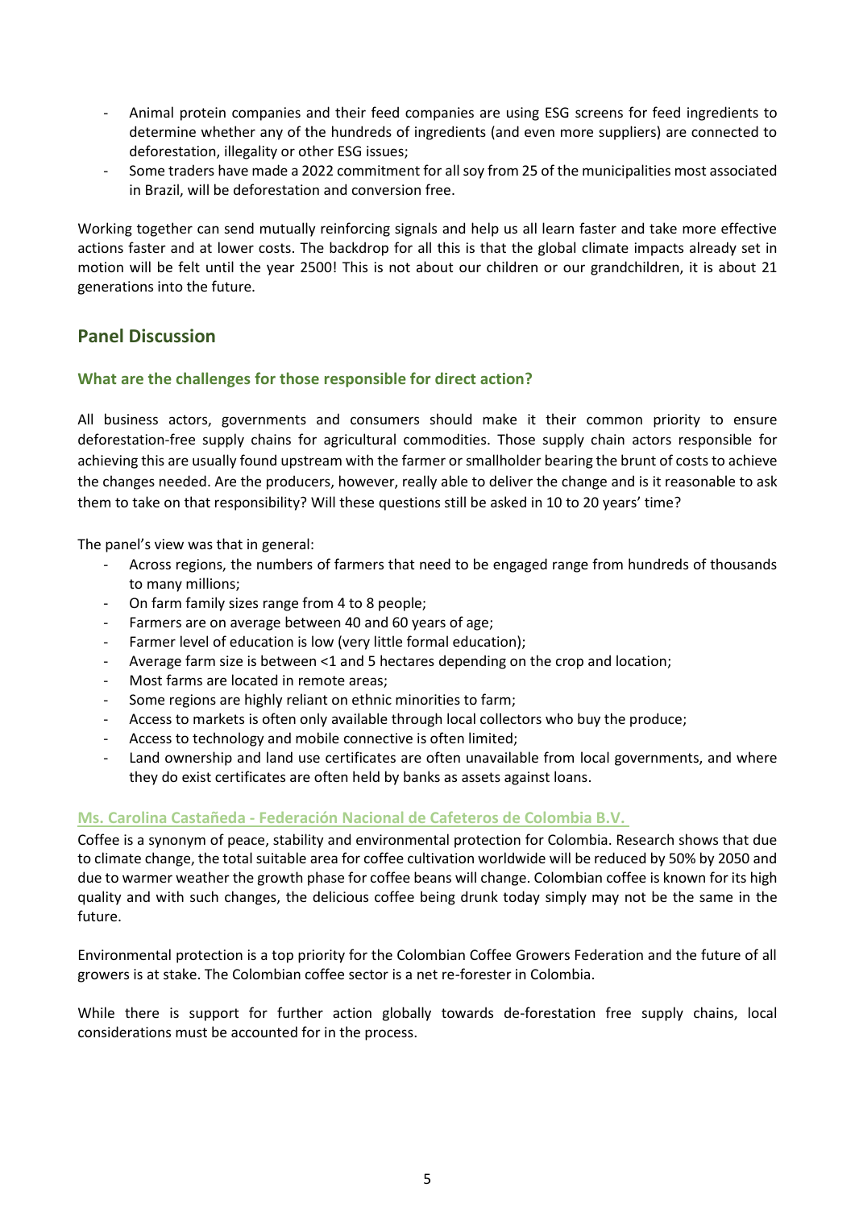- Animal protein companies and their feed companies are using ESG screens for feed ingredients to determine whether any of the hundreds of ingredients (and even more suppliers) are connected to deforestation, illegality or other ESG issues;
- Some traders have made a 2022 commitment for all soy from 25 of the municipalities most associated in Brazil, will be deforestation and conversion free.

Working together can send mutually reinforcing signals and help us all learn faster and take more effective actions faster and at lower costs. The backdrop for all this is that the global climate impacts already set in motion will be felt until the year 2500! This is not about our children or our grandchildren, it is about 21 generations into the future.

## Panel Discussion

### What are the challenges for those responsible for direct action?

All business actors, governments and consumers should make it their common priority to ensure deforestation-free supply chains for agricultural commodities. Those supply chain actors responsible for achieving this are usually found upstream with the farmer or smallholder bearing the brunt of costs to achieve the changes needed. Are the producers, however, really able to deliver the change and is it reasonable to ask them to take on that responsibility? Will these questions still be asked in 10 to 20 years' time?

The panel's view was that in general:

- Across regions, the numbers of farmers that need to be engaged range from hundreds of thousands to many millions;
- On farm family sizes range from 4 to 8 people;
- Farmers are on average between 40 and 60 years of age;
- Farmer level of education is low (very little formal education);
- Average farm size is between <1 and 5 hectares depending on the crop and location;
- Most farms are located in remote areas;
- Some regions are highly reliant on ethnic minorities to farm;
- Access to markets is often only available through local collectors who buy the produce;
- Access to technology and mobile connective is often limited;
- Land ownership and land use certificates are often unavailable from local governments, and where they do exist certificates are often held by banks as assets against loans.

#### Ms. Carolina Castañeda - Federación Nacional de Cafeteros de Colombia B.V.

Coffee is a synonym of peace, stability and environmental protection for Colombia. Research shows that due to climate change, the total suitable area for coffee cultivation worldwide will be reduced by 50% by 2050 and due to warmer weather the growth phase for coffee beans will change. Colombian coffee is known for its high quality and with such changes, the delicious coffee being drunk today simply may not be the same in the future.

Environmental protection is a top priority for the Colombian Coffee Growers Federation and the future of all growers is at stake. The Colombian coffee sector is a net re-forester in Colombia.

While there is support for further action globally towards de-forestation free supply chains, local considerations must be accounted for in the process.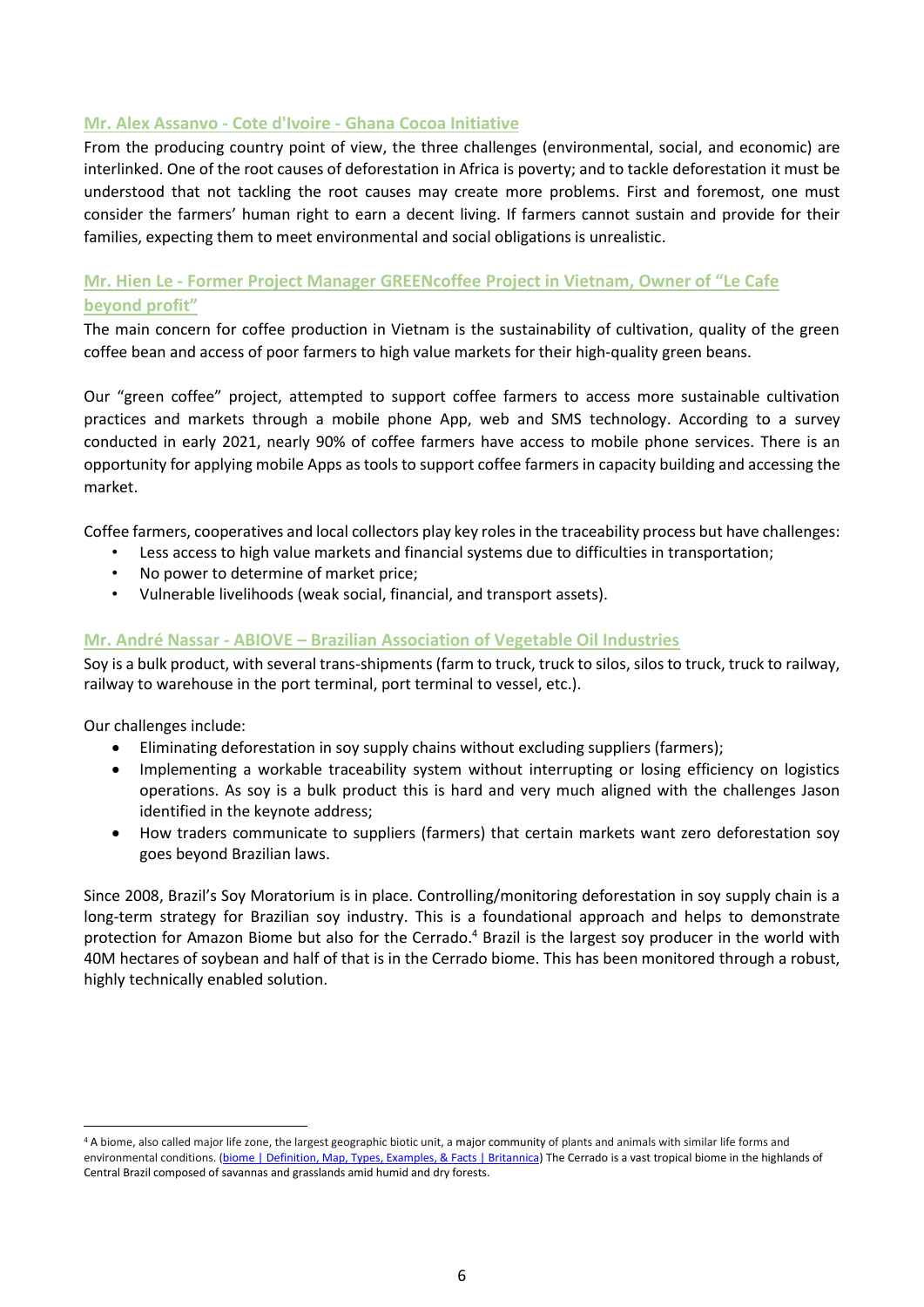### Mr. Alex Assanvo - Cote d'Ivoire - Ghana Cocoa Initiative

From the producing country point of view, the three challenges (environmental, social, and economic) are interlinked. One of the root causes of deforestation in Africa is poverty; and to tackle deforestation it must be understood that not tackling the root causes may create more problems. First and foremost, one must consider the farmers' human right to earn a decent living. If farmers cannot sustain and provide for their families, expecting them to meet environmental and social obligations is unrealistic.

### Mr. Hien Le - Former Project Manager GREENcoffee Project in Vietnam, Owner of "Le Cafe beyond profit"

The main concern for coffee production in Vietnam is the sustainability of cultivation, quality of the green coffee bean and access of poor farmers to high value markets for their high-quality green beans.

Our "green coffee" project, attempted to support coffee farmers to access more sustainable cultivation practices and markets through a mobile phone App, web and SMS technology. According to a survey conducted in early 2021, nearly 90% of coffee farmers have access to mobile phone services. There is an opportunity for applying mobile Apps as tools to support coffee farmers in capacity building and accessing the market.

Coffee farmers, cooperatives and local collectors play key roles in the traceability process but have challenges:

- Less access to high value markets and financial systems due to difficulties in transportation;
- No power to determine of market price;
- Vulnerable livelihoods (weak social, financial, and transport assets).

### Mr. André Nassar - ABIOVE – Brazilian Association of Vegetable Oil Industries

Soy is a bulk product, with several trans-shipments (farm to truck, truck to silos, silos to truck, truck to railway, railway to warehouse in the port terminal, port terminal to vessel, etc.).

Our challenges include:

- Eliminating deforestation in soy supply chains without excluding suppliers (farmers);
- Implementing a workable traceability system without interrupting or losing efficiency on logistics operations. As soy is a bulk product this is hard and very much aligned with the challenges Jason identified in the keynote address;
- How traders communicate to suppliers (farmers) that certain markets want zero deforestation soy goes beyond Brazilian laws.

Since 2008, Brazil's Soy Moratorium is in place. Controlling/monitoring deforestation in soy supply chain is a long-term strategy for Brazilian soy industry. This is a foundational approach and helps to demonstrate protection for Amazon Biome but also for the Cerrado.[4] Brazil is the largest soy producer in the world with 40M hectares of soybean and half of that is in the Cerrado biome. This has been monitored through a robust, highly technically enabled solution.

---

[4] A biome, also called major life zone, the largest geographic biotic unit, a major community of plants and animals with similar life forms and environmental conditions. (biome | Definition, Map, Types, Examples, & Facts | Britannica) The Cerrado is a vast tropical biome in the highlands of Central Brazil composed of savannas and grasslands amid humid and dry forests.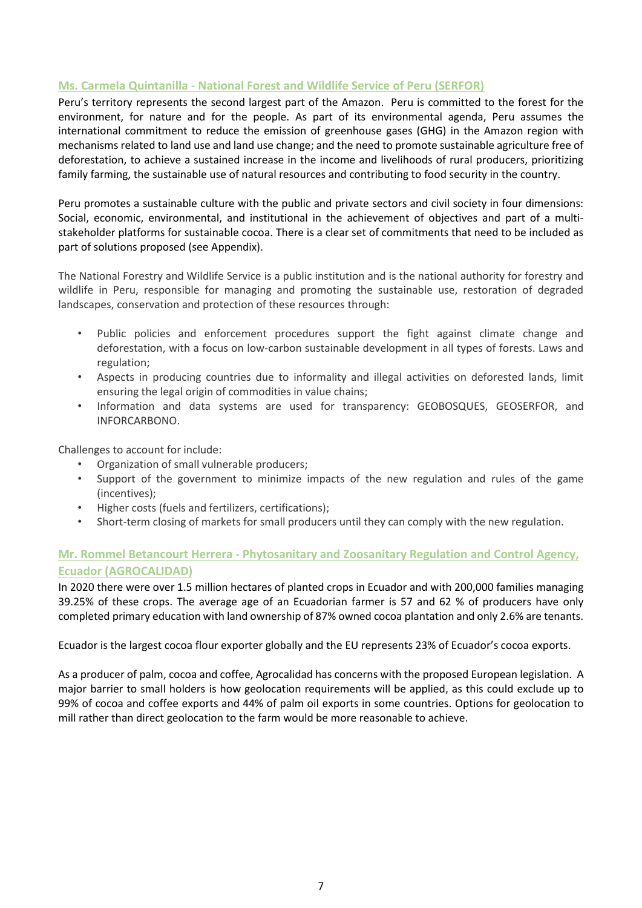### Ms. Carmela Quintanilla - National Forest and Wildlife Service of Peru (SERFOR)

Peru's territory represents the second largest part of the Amazon. Peru is committed to the forest for the environment, for nature and for the people. As part of its environmental agenda, Peru assumes the international commitment to reduce the emission of greenhouse gases (GHG) in the Amazon region with mechanisms related to land use and land use change; and the need to promote sustainable agriculture free of deforestation, to achieve a sustained increase in the income and livelihoods of rural producers, prioritizing family farming, the sustainable use of natural resources and contributing to food security in the country.

Peru promotes a sustainable culture with the public and private sectors and civil society in four dimensions: Social, economic, environmental, and institutional in the achievement of objectives and part of a multi-stakeholder platforms for sustainable cocoa. There is a clear set of commitments that need to be included as part of solutions proposed (see Appendix).

The National Forestry and Wildlife Service is a public institution and is the national authority for forestry and wildlife in Peru, responsible for managing and promoting the sustainable use, restoration of degraded landscapes, conservation and protection of these resources through:

- Public policies and enforcement procedures support the fight against climate change and deforestation, with a focus on low-carbon sustainable development in all types of forests. Laws and regulation;
- Aspects in producing countries due to informality and illegal activities on deforested lands, limit ensuring the legal origin of commodities in value chains;
- Information and data systems are used for transparency: GEOBOSQUES, GEOSERFOR, and INFORCARBONO.

Challenges to account for include:

- Organization of small vulnerable producers;
- Support of the government to minimize impacts of the new regulation and rules of the game (incentives);
- Higher costs (fuels and fertilizers, certifications);
- Short-term closing of markets for small producers until they can comply with the new regulation.

### Mr. Rommel Betancourt Herrera - Phytosanitary and Zoosanitary Regulation and Control Agency, Ecuador (AGROCALIDAD)

In 2020 there were over 1.5 million hectares of planted crops in Ecuador and with 200,000 families managing 39.25% of these crops. The average age of an Ecuadorian farmer is 57 and 62 % of producers have only completed primary education with land ownership of 87% owned cocoa plantation and only 2.6% are tenants.

Ecuador is the largest cocoa flour exporter globally and the EU represents 23% of Ecuador's cocoa exports.

As a producer of palm, cocoa and coffee, Agrocalidad has concerns with the proposed European legislation. A major barrier to small holders is how geolocation requirements will be applied, as this could exclude up to 99% of cocoa and coffee exports and 44% of palm oil exports in some countries. Options for geolocation to mill rather than direct geolocation to the farm would be more reasonable to achieve.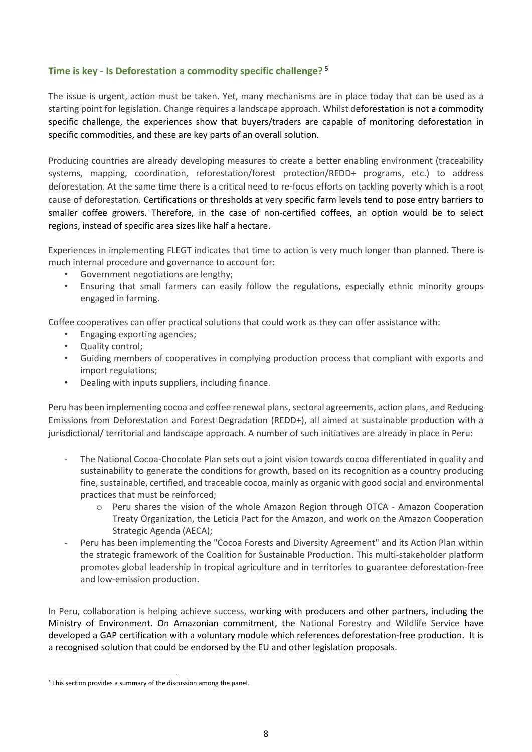### Time is key - Is Deforestation a commodity specific challenge?[5]

The issue is urgent, action must be taken. Yet, many mechanisms are in place today that can be used as a starting point for legislation. Change requires a landscape approach. Whilst deforestation is not a commodity specific challenge, the experiences show that buyers/traders are capable of monitoring deforestation in specific commodities, and these are key parts of an overall solution.

Producing countries are already developing measures to create a better enabling environment (traceability systems, mapping, coordination, reforestation/forest protection/REDD+ programs, etc.) to address deforestation. At the same time there is a critical need to re-focus efforts on tackling poverty which is a root cause of deforestation. Certifications or thresholds at very specific farm levels tend to pose entry barriers to smaller coffee growers. Therefore, in the case of non-certified coffees, an option would be to select regions, instead of specific area sizes like half a hectare.

Experiences in implementing FLEGT indicates that time to action is very much longer than planned. There is much internal procedure and governance to account for:

- Government negotiations are lengthy;
- Ensuring that small farmers can easily follow the regulations, especially ethnic minority groups engaged in farming.

Coffee cooperatives can offer practical solutions that could work as they can offer assistance with:

- Engaging exporting agencies;
- Quality control;
- Guiding members of cooperatives in complying production process that compliant with exports and import regulations;
- Dealing with inputs suppliers, including finance.

Peru has been implementing cocoa and coffee renewal plans, sectoral agreements, action plans, and Reducing Emissions from Deforestation and Forest Degradation (REDD+), all aimed at sustainable production with a jurisdictional/ territorial and landscape approach. A number of such initiatives are already in place in Peru:

- The National Cocoa-Chocolate Plan sets out a joint vision towards cocoa differentiated in quality and sustainability to generate the conditions for growth, based on its recognition as a country producing fine, sustainable, certified, and traceable cocoa, mainly as organic with good social and environmental practices that must be reinforced;
  - Peru shares the vision of the whole Amazon Region through OTCA - Amazon Cooperation Treaty Organization, the Leticia Pact for the Amazon, and work on the Amazon Cooperation Strategic Agenda (AECA);
- Peru has been implementing the "Cocoa Forests and Diversity Agreement" and its Action Plan within the strategic framework of the Coalition for Sustainable Production. This multi-stakeholder platform promotes global leadership in tropical agriculture and in territories to guarantee deforestation-free and low-emission production.

In Peru, collaboration is helping achieve success, working with producers and other partners, including the Ministry of Environment. On Amazonian commitment, the National Forestry and Wildlife Service have developed a GAP certification with a voluntary module which references deforestation-free production. It is a recognised solution that could be endorsed by the EU and other legislation proposals.

[5] This section provides a summary of the discussion among the panel.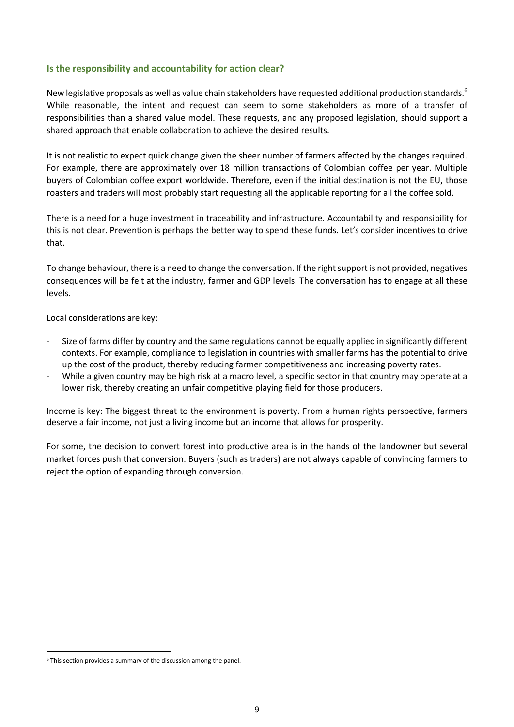### Is the responsibility and accountability for action clear?

New legislative proposals as well as value chain stakeholders have requested additional production standards.[6] While reasonable, the intent and request can seem to some stakeholders as more of a transfer of responsibilities than a shared value model. These requests, and any proposed legislation, should support a shared approach that enable collaboration to achieve the desired results.

It is not realistic to expect quick change given the sheer number of farmers affected by the changes required. For example, there are approximately over 18 million transactions of Colombian coffee per year. Multiple buyers of Colombian coffee export worldwide. Therefore, even if the initial destination is not the EU, those roasters and traders will most probably start requesting all the applicable reporting for all the coffee sold.

There is a need for a huge investment in traceability and infrastructure. Accountability and responsibility for this is not clear. Prevention is perhaps the better way to spend these funds. Let's consider incentives to drive that.

To change behaviour, there is a need to change the conversation. If the right support is not provided, negatives consequences will be felt at the industry, farmer and GDP levels. The conversation has to engage at all these levels.

Local considerations are key:

- Size of farms differ by country and the same regulations cannot be equally applied in significantly different contexts. For example, compliance to legislation in countries with smaller farms has the potential to drive up the cost of the product, thereby reducing farmer competitiveness and increasing poverty rates.
- While a given country may be high risk at a macro level, a specific sector in that country may operate at a lower risk, thereby creating an unfair competitive playing field for those producers.

Income is key: The biggest threat to the environment is poverty. From a human rights perspective, farmers deserve a fair income, not just a living income but an income that allows for prosperity.

For some, the decision to convert forest into productive area is in the hands of the landowner but several market forces push that conversion. Buyers (such as traders) are not always capable of convincing farmers to reject the option of expanding through conversion.

[6] This section provides a summary of the discussion among the panel.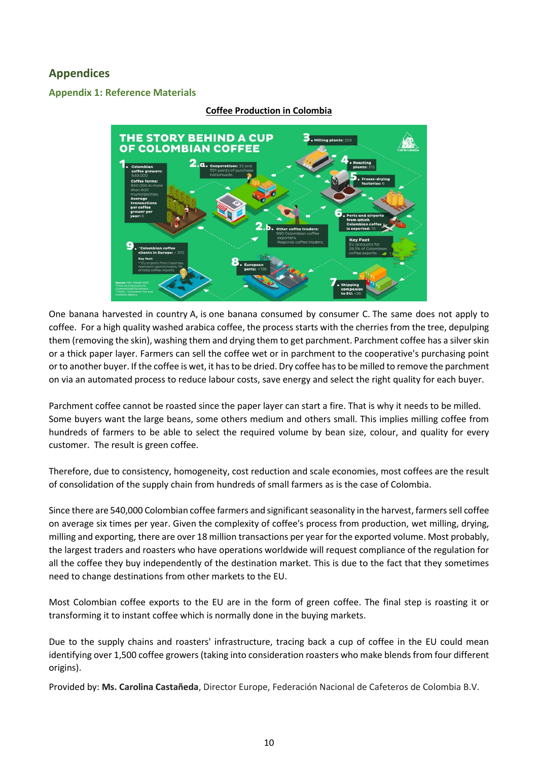## Appendices

### Appendix 1: Reference Materials

**Coffee Production in Colombia**

One banana harvested in country A, is one banana consumed by consumer C. The same does not apply to coffee. For a high quality washed arabica coffee, the process starts with the cherries from the tree, depulping them (removing the skin), washing them and drying them to get parchment. Parchment coffee has a silver skin or a thick paper layer. Farmers can sell the coffee wet or in parchment to the cooperative's purchasing point or to another buyer. If the coffee is wet, it has to be dried. Dry coffee has to be milled to remove the parchment on via an automated process to reduce labour costs, save energy and select the right quality for each buyer.

Parchment coffee cannot be roasted since the paper layer can start a fire. That is why it needs to be milled. Some buyers want the large beans, some others medium and others small. This implies milling coffee from hundreds of farmers to be able to select the required volume by bean size, colour, and quality for every customer. The result is green coffee.

Therefore, due to consistency, homogeneity, cost reduction and scale economies, most coffees are the result of consolidation of the supply chain from hundreds of small farmers as is the case of Colombia.

Since there are 540,000 Colombian coffee farmers and significant seasonality in the harvest, farmers sell coffee on average six times per year. Given the complexity of coffee's process from production, wet milling, drying, milling and exporting, there are over 18 million transactions per year for the exported volume. Most probably, the largest traders and roasters who have operations worldwide will request compliance of the regulation for all the coffee they buy independently of the destination market. This is due to the fact that they sometimes need to change destinations from other markets to the EU.

Most Colombian coffee exports to the EU are in the form of green coffee. The final step is roasting it or transforming it to instant coffee which is normally done in the buying markets.

Due to the supply chains and roasters' infrastructure, tracing back a cup of coffee in the EU could mean identifying over 1,500 coffee growers (taking into consideration roasters who make blends from four different origins).

Provided by: **Ms. Carolina Castañeda**, Director Europe, Federación Nacional de Cafeteros de Colombia B.V.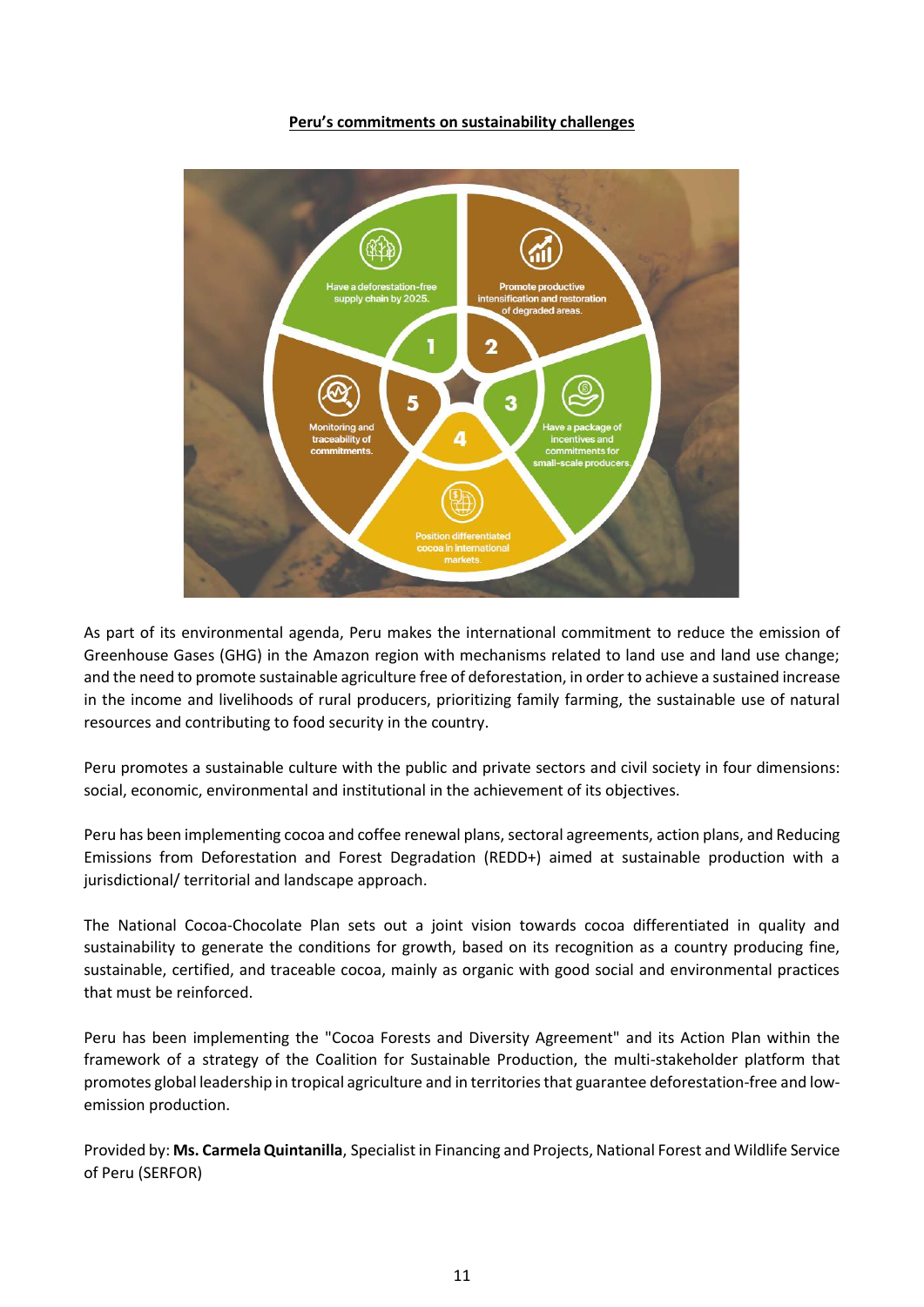**Peru's commitments on sustainability challenges**

1. Have a deforestation-free supply chain by 2025.
2. Promote productive intensification and restoration of degraded areas.
3. Have a package of incentives and commitments for small-scale producers.
4. Position differentiated cocoa in international markets.
5. Monitoring and traceability of commitments.

As part of its environmental agenda, Peru makes the international commitment to reduce the emission of Greenhouse Gases (GHG) in the Amazon region with mechanisms related to land use and land use change; and the need to promote sustainable agriculture free of deforestation, in order to achieve a sustained increase in the income and livelihoods of rural producers, prioritizing family farming, the sustainable use of natural resources and contributing to food security in the country.

Peru promotes a sustainable culture with the public and private sectors and civil society in four dimensions: social, economic, environmental and institutional in the achievement of its objectives.

Peru has been implementing cocoa and coffee renewal plans, sectoral agreements, action plans, and Reducing Emissions from Deforestation and Forest Degradation (REDD+) aimed at sustainable production with a jurisdictional/ territorial and landscape approach.

The National Cocoa-Chocolate Plan sets out a joint vision towards cocoa differentiated in quality and sustainability to generate the conditions for growth, based on its recognition as a country producing fine, sustainable, certified, and traceable cocoa, mainly as organic with good social and environmental practices that must be reinforced.

Peru has been implementing the "Cocoa Forests and Diversity Agreement" and its Action Plan within the framework of a strategy of the Coalition for Sustainable Production, the multi-stakeholder platform that promotes global leadership in tropical agriculture and in territories that guarantee deforestation-free and low-emission production.

Provided by: **Ms. Carmela Quintanilla**, Specialist in Financing and Projects, National Forest and Wildlife Service of Peru (SERFOR)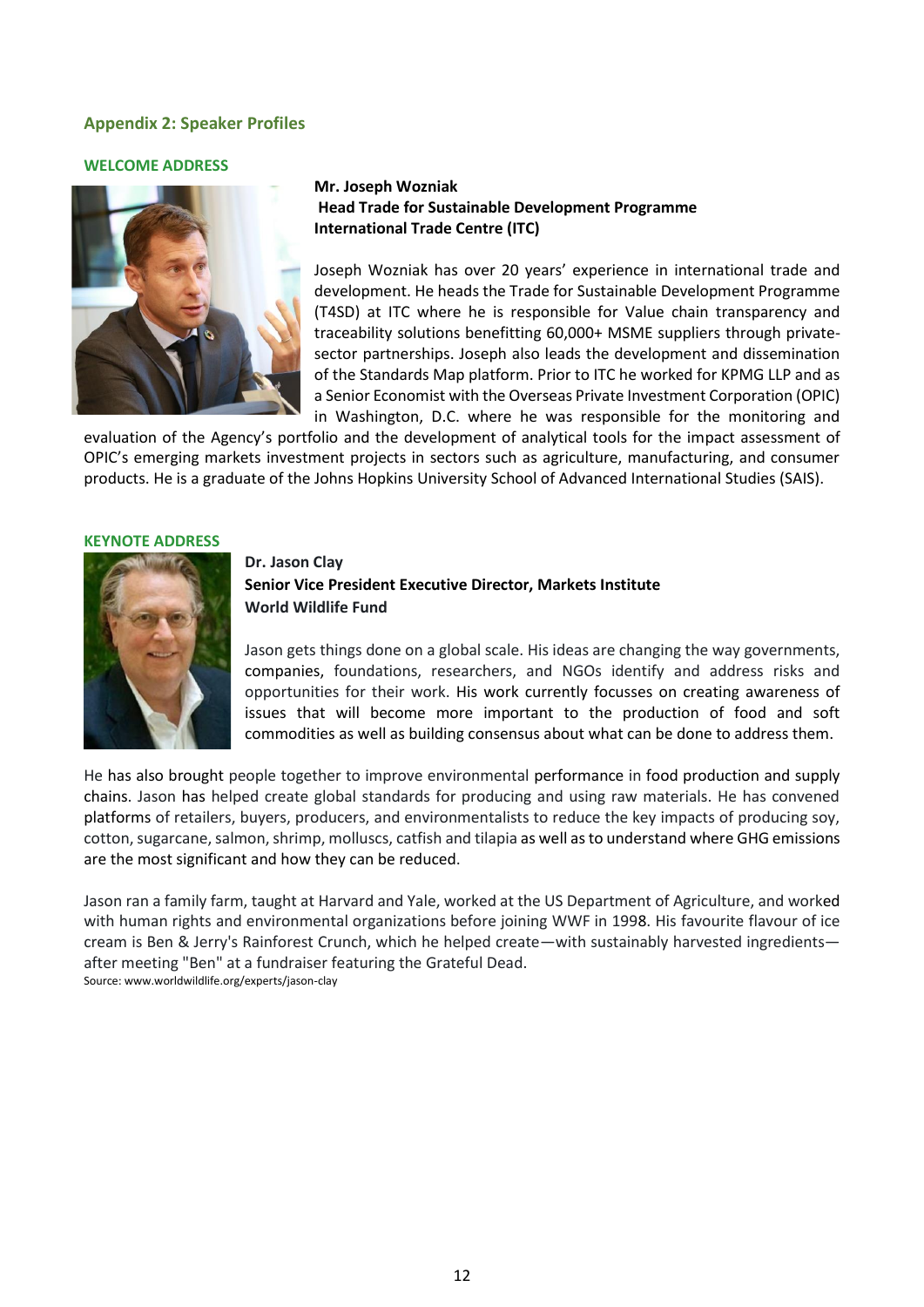## Appendix 2: Speaker Profiles

### WELCOME ADDRESS

**Mr. Joseph Wozniak**
**Head Trade for Sustainable Development Programme**
**International Trade Centre (ITC)**

Joseph Wozniak has over 20 years' experience in international trade and development. He heads the Trade for Sustainable Development Programme (T4SD) at ITC where he is responsible for Value chain transparency and traceability solutions benefitting 60,000+ MSME suppliers through private-sector partnerships. Joseph also leads the development and dissemination of the Standards Map platform. Prior to ITC he worked for KPMG LLP and as a Senior Economist with the Overseas Private Investment Corporation (OPIC) in Washington, D.C. where he was responsible for the monitoring and evaluation of the Agency's portfolio and the development of analytical tools for the impact assessment of OPIC's emerging markets investment projects in sectors such as agriculture, manufacturing, and consumer products. He is a graduate of the Johns Hopkins University School of Advanced International Studies (SAIS).

### KEYNOTE ADDRESS

**Dr. Jason Clay**
**Senior Vice President Executive Director, Markets Institute**
**World Wildlife Fund**

Jason gets things done on a global scale. His ideas are changing the way governments, companies, foundations, researchers, and NGOs identify and address risks and opportunities for their work. His work currently focusses on creating awareness of issues that will become more important to the production of food and soft commodities as well as building consensus about what can be done to address them.

He has also brought people together to improve environmental performance in food production and supply chains. Jason has helped create global standards for producing and using raw materials. He has convened platforms of retailers, buyers, producers, and environmentalists to reduce the key impacts of producing soy, cotton, sugarcane, salmon, shrimp, molluscs, catfish and tilapia as well as to understand where GHG emissions are the most significant and how they can be reduced.

Jason ran a family farm, taught at Harvard and Yale, worked at the US Department of Agriculture, and worked with human rights and environmental organizations before joining WWF in 1998. His favourite flavour of ice cream is Ben & Jerry's Rainforest Crunch, which he helped create—with sustainably harvested ingredients—after meeting "Ben" at a fundraiser featuring the Grateful Dead.

Source: www.worldwildlife.org/experts/jason-clay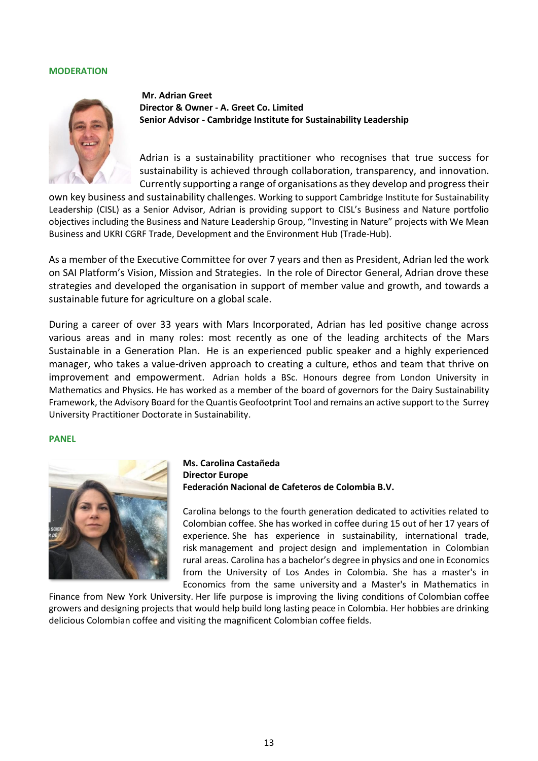## MODERATION

**Mr. Adrian Greet**
**Director & Owner - A. Greet Co. Limited**
**Senior Advisor - Cambridge Institute for Sustainability Leadership**

Adrian is a sustainability practitioner who recognises that true success for sustainability is achieved through collaboration, transparency, and innovation. Currently supporting a range of organisations as they develop and progress their own key business and sustainability challenges. Working to support Cambridge Institute for Sustainability Leadership (CISL) as a Senior Advisor, Adrian is providing support to CISL's Business and Nature portfolio objectives including the Business and Nature Leadership Group, "Investing in Nature" projects with We Mean Business and UKRI CGRF Trade, Development and the Environment Hub (Trade-Hub).

As a member of the Executive Committee for over 7 years and then as President, Adrian led the work on SAI Platform's Vision, Mission and Strategies. In the role of Director General, Adrian drove these strategies and developed the organisation in support of member value and growth, and towards a sustainable future for agriculture on a global scale.

During a career of over 33 years with Mars Incorporated, Adrian has led positive change across various areas and in many roles: most recently as one of the leading architects of the Mars Sustainable in a Generation Plan. He is an experienced public speaker and a highly experienced manager, who takes a value-driven approach to creating a culture, ethos and team that thrive on improvement and empowerment. Adrian holds a BSc. Honours degree from London University in Mathematics and Physics. He has worked as a member of the board of governors for the Dairy Sustainability Framework, the Advisory Board for the Quantis Geofootprint Tool and remains an active support to the Surrey University Practitioner Doctorate in Sustainability.

## PANEL

**Ms. Carolina Castañeda**
**Director Europe**
**Federación Nacional de Cafeteros de Colombia B.V.**

Carolina belongs to the fourth generation dedicated to activities related to Colombian coffee. She has worked in coffee during 15 out of her 17 years of experience. She has experience in sustainability, international trade, risk management and project design and implementation in Colombian rural areas. Carolina has a bachelor's degree in physics and one in Economics from the University of Los Andes in Colombia. She has a master's in Economics from the same university and a Master's in Mathematics in Finance from New York University. Her life purpose is improving the living conditions of Colombian coffee growers and designing projects that would help build long lasting peace in Colombia. Her hobbies are drinking delicious Colombian coffee and visiting the magnificent Colombian coffee fields.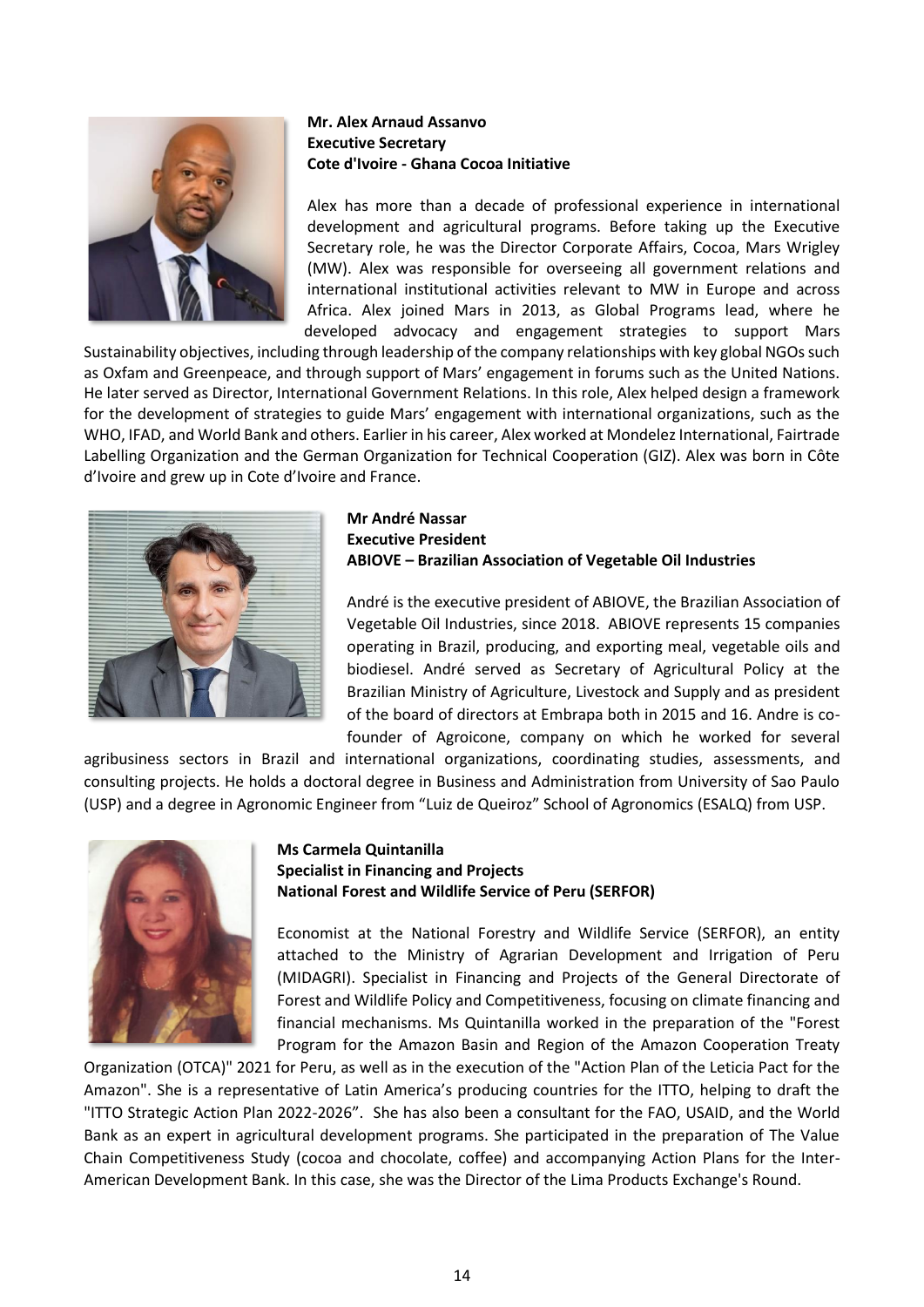**Mr. Alex Arnaud Assanvo**
**Executive Secretary**
**Cote d'Ivoire - Ghana Cocoa Initiative**

Alex has more than a decade of professional experience in international development and agricultural programs. Before taking up the Executive Secretary role, he was the Director Corporate Affairs, Cocoa, Mars Wrigley (MW). Alex was responsible for overseeing all government relations and international institutional activities relevant to MW in Europe and across Africa. Alex joined Mars in 2013, as Global Programs lead, where he developed advocacy and engagement strategies to support Mars Sustainability objectives, including through leadership of the company relationships with key global NGOs such as Oxfam and Greenpeace, and through support of Mars' engagement in forums such as the United Nations. He later served as Director, International Government Relations. In this role, Alex helped design a framework for the development of strategies to guide Mars' engagement with international organizations, such as the WHO, IFAD, and World Bank and others. Earlier in his career, Alex worked at Mondelez International, Fairtrade Labelling Organization and the German Organization for Technical Cooperation (GIZ). Alex was born in Côte d'Ivoire and grew up in Cote d'Ivoire and France.

**Mr André Nassar**
**Executive President**
**ABIOVE – Brazilian Association of Vegetable Oil Industries**

André is the executive president of ABIOVE, the Brazilian Association of Vegetable Oil Industries, since 2018. ABIOVE represents 15 companies operating in Brazil, producing, and exporting meal, vegetable oils and biodiesel. André served as Secretary of Agricultural Policy at the Brazilian Ministry of Agriculture, Livestock and Supply and as president of the board of directors at Embrapa both in 2015 and 16. Andre is co-founder of Agroicone, company on which he worked for several agribusiness sectors in Brazil and international organizations, coordinating studies, assessments, and consulting projects. He holds a doctoral degree in Business and Administration from University of Sao Paulo (USP) and a degree in Agronomic Engineer from "Luiz de Queiroz" School of Agronomics (ESALQ) from USP.

**Ms Carmela Quintanilla**
**Specialist in Financing and Projects**
**National Forest and Wildlife Service of Peru (SERFOR)**

Economist at the National Forestry and Wildlife Service (SERFOR), an entity attached to the Ministry of Agrarian Development and Irrigation of Peru (MIDAGRI). Specialist in Financing and Projects of the General Directorate of Forest and Wildlife Policy and Competitiveness, focusing on climate financing and financial mechanisms. Ms Quintanilla worked in the preparation of the "Forest Program for the Amazon Basin and Region of the Amazon Cooperation Treaty Organization (OTCA)" 2021 for Peru, as well as in the execution of the "Action Plan of the Leticia Pact for the Amazon". She is a representative of Latin America's producing countries for the ITTO, helping to draft the "ITTO Strategic Action Plan 2022-2026". She has also been a consultant for the FAO, USAID, and the World Bank as an expert in agricultural development programs. She participated in the preparation of The Value Chain Competitiveness Study (cocoa and chocolate, coffee) and accompanying Action Plans for the Inter-American Development Bank. In this case, she was the Director of the Lima Products Exchange's Round.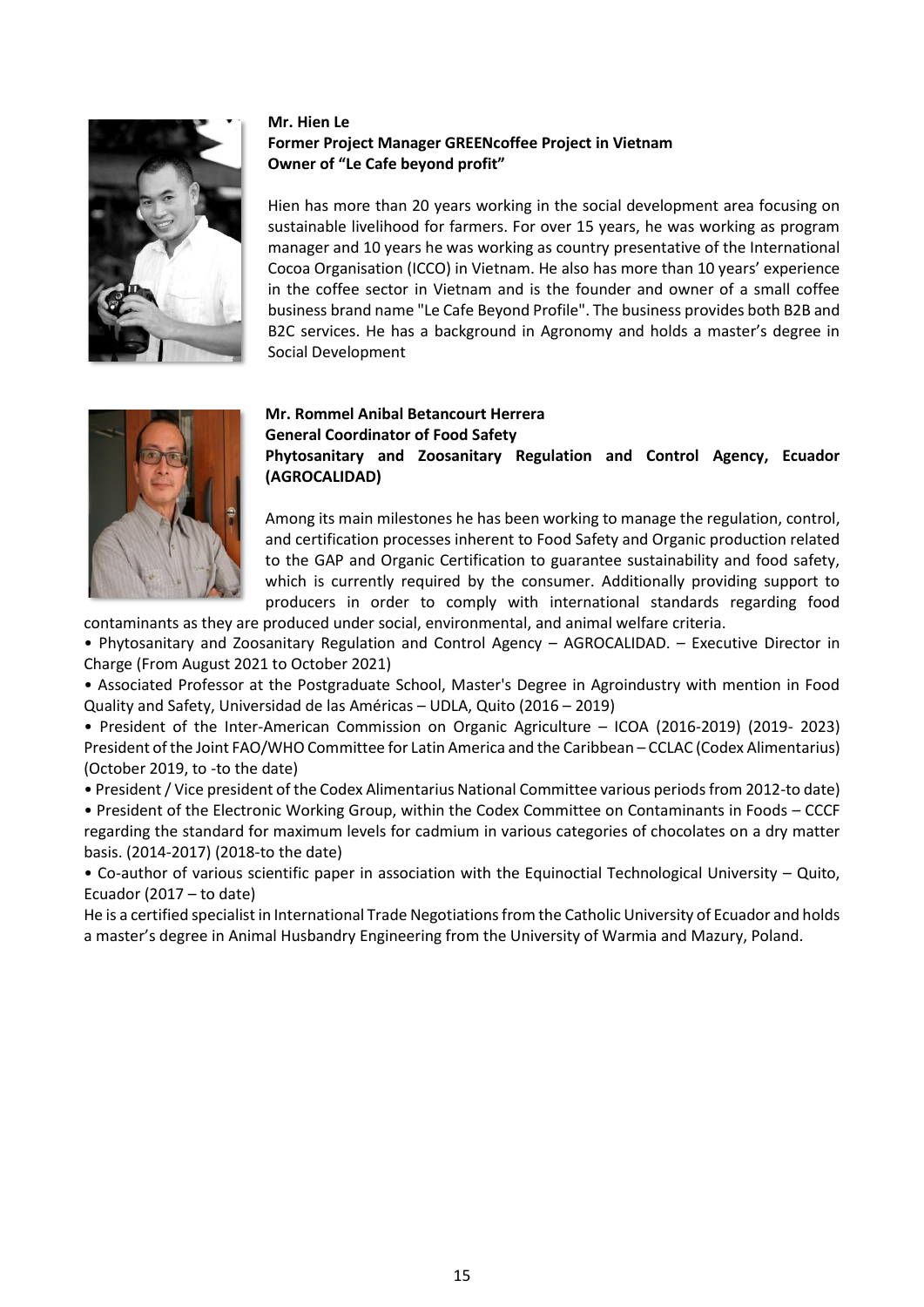**Mr. Hien Le**
**Former Project Manager GREENcoffee Project in Vietnam**
**Owner of "Le Cafe beyond profit"**

Hien has more than 20 years working in the social development area focusing on sustainable livelihood for farmers. For over 15 years, he was working as program manager and 10 years he was working as country presentative of the International Cocoa Organisation (ICCO) in Vietnam. He also has more than 10 years' experience in the coffee sector in Vietnam and is the founder and owner of a small coffee business brand name "Le Cafe Beyond Profile". The business provides both B2B and B2C services. He has a background in Agronomy and holds a master's degree in Social Development

**Mr. Rommel Anibal Betancourt Herrera**
**General Coordinator of Food Safety**
**Phytosanitary and Zoosanitary Regulation and Control Agency, Ecuador (AGROCALIDAD)**

Among its main milestones he has been working to manage the regulation, control, and certification processes inherent to Food Safety and Organic production related to the GAP and Organic Certification to guarantee sustainability and food safety, which is currently required by the consumer. Additionally providing support to producers in order to comply with international standards regarding food contaminants as they are produced under social, environmental, and animal welfare criteria.

- Phytosanitary and Zoosanitary Regulation and Control Agency – AGROCALIDAD. – Executive Director in Charge (From August 2021 to October 2021)
- Associated Professor at the Postgraduate School, Master's Degree in Agroindustry with mention in Food Quality and Safety, Universidad de las Américas – UDLA, Quito (2016 – 2019)
- President of the Inter-American Commission on Organic Agriculture – ICOA (2016-2019) (2019- 2023) President of the Joint FAO/WHO Committee for Latin America and the Caribbean – CCLAC (Codex Alimentarius) (October 2019, to -to the date)
- President / Vice president of the Codex Alimentarius National Committee various periods from 2012-to date)
- President of the Electronic Working Group, within the Codex Committee on Contaminants in Foods – CCCF regarding the standard for maximum levels for cadmium in various categories of chocolates on a dry matter basis. (2014-2017) (2018-to the date)
- Co-author of various scientific paper in association with the Equinoctial Technological University – Quito, Ecuador (2017 – to date)

He is a certified specialist in International Trade Negotiations from the Catholic University of Ecuador and holds a master's degree in Animal Husbandry Engineering from the University of Warmia and Mazury, Poland.